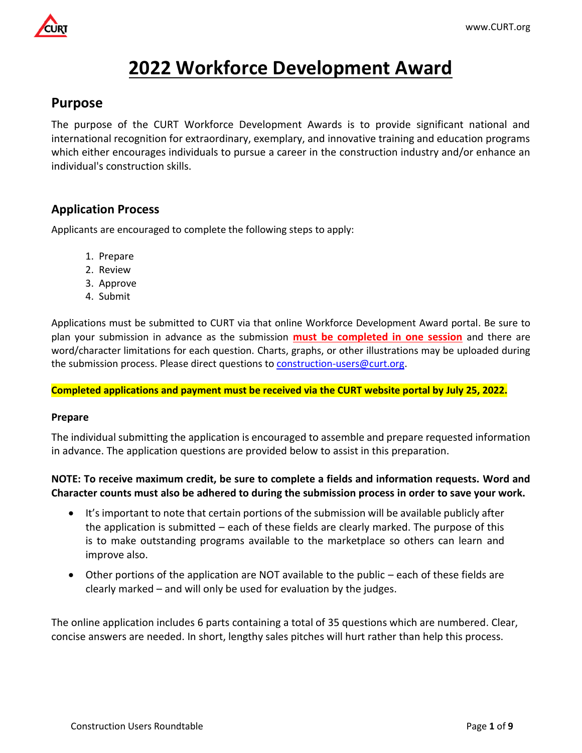# 2022 Workforce Development Award

## Purpose

The purpose of the CURT Workforce Development Awards is to provide significant national and international recognition for extraordinary, exemplary, and innovative training and education programs which either encourages individuals to pursue a career in the construction industry and/or enhance an individual's construction skills.

## Application Process

Applicants are encouraged to complete the following steps to apply:

1. Prepare
2. Review
3. Approve
4. Submit

Applications must be submitted to CURT via that online Workforce Development Award portal. Be sure to plan your submission in advance as the submission **must be completed in one session** and there are word/character limitations for each question. Charts, graphs, or other illustrations may be uploaded during the submission process. Please direct questions to construction-users@curt.org.

**Completed applications and payment must be received via the CURT website portal by July 25, 2022.**

### Prepare

The individual submitting the application is encouraged to assemble and prepare requested information in advance. The application questions are provided below to assist in this preparation.

**NOTE: To receive maximum credit, be sure to complete a fields and information requests. Word and Character counts must also be adhered to during the submission process in order to save your work.**

- It's important to note that certain portions of the submission will be available publicly after the application is submitted – each of these fields are clearly marked. The purpose of this is to make outstanding programs available to the marketplace so others can learn and improve also.
- Other portions of the application are NOT available to the public – each of these fields are clearly marked – and will only be used for evaluation by the judges.

The online application includes 6 parts containing a total of 35 questions which are numbered. Clear, concise answers are needed. In short, lengthy sales pitches will hurt rather than help this process.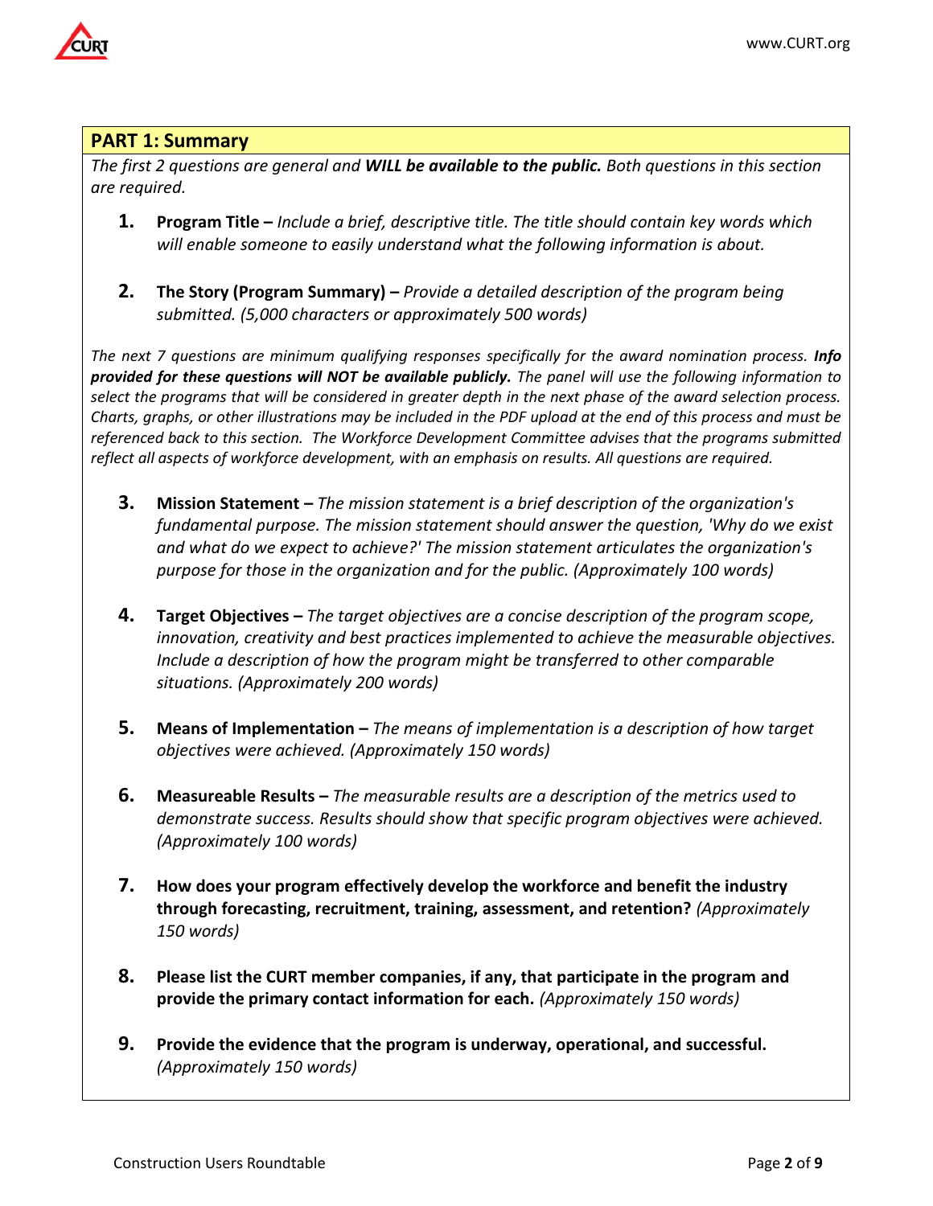## PART 1: Summary

*The first 2 questions are general and* ***WILL be available to the public.*** *Both questions in this section are required.*

1. **Program Title –** *Include a brief, descriptive title. The title should contain key words which will enable someone to easily understand what the following information is about.*

2. **The Story (Program Summary) –** *Provide a detailed description of the program being submitted. (5,000 characters or approximately 500 words)*

*The next 7 questions are minimum qualifying responses specifically for the award nomination process.* ***Info provided for these questions will NOT be available publicly.*** *The panel will use the following information to select the programs that will be considered in greater depth in the next phase of the award selection process. Charts, graphs, or other illustrations may be included in the PDF upload at the end of this process and must be referenced back to this section. The Workforce Development Committee advises that the programs submitted reflect all aspects of workforce development, with an emphasis on results. All questions are required.*

3. **Mission Statement –** *The mission statement is a brief description of the organization's fundamental purpose. The mission statement should answer the question, 'Why do we exist and what do we expect to achieve?' The mission statement articulates the organization's purpose for those in the organization and for the public. (Approximately 100 words)*

4. **Target Objectives –** *The target objectives are a concise description of the program scope, innovation, creativity and best practices implemented to achieve the measurable objectives. Include a description of how the program might be transferred to other comparable situations. (Approximately 200 words)*

5. **Means of Implementation –** *The means of implementation is a description of how target objectives were achieved. (Approximately 150 words)*

6. **Measureable Results –** *The measurable results are a description of the metrics used to demonstrate success. Results should show that specific program objectives were achieved. (Approximately 100 words)*

7. **How does your program effectively develop the workforce and benefit the industry through forecasting, recruitment, training, assessment, and retention?** *(Approximately 150 words)*

8. **Please list the CURT member companies, if any, that participate in the program and provide the primary contact information for each.** *(Approximately 150 words)*

9. **Provide the evidence that the program is underway, operational, and successful.** *(Approximately 150 words)*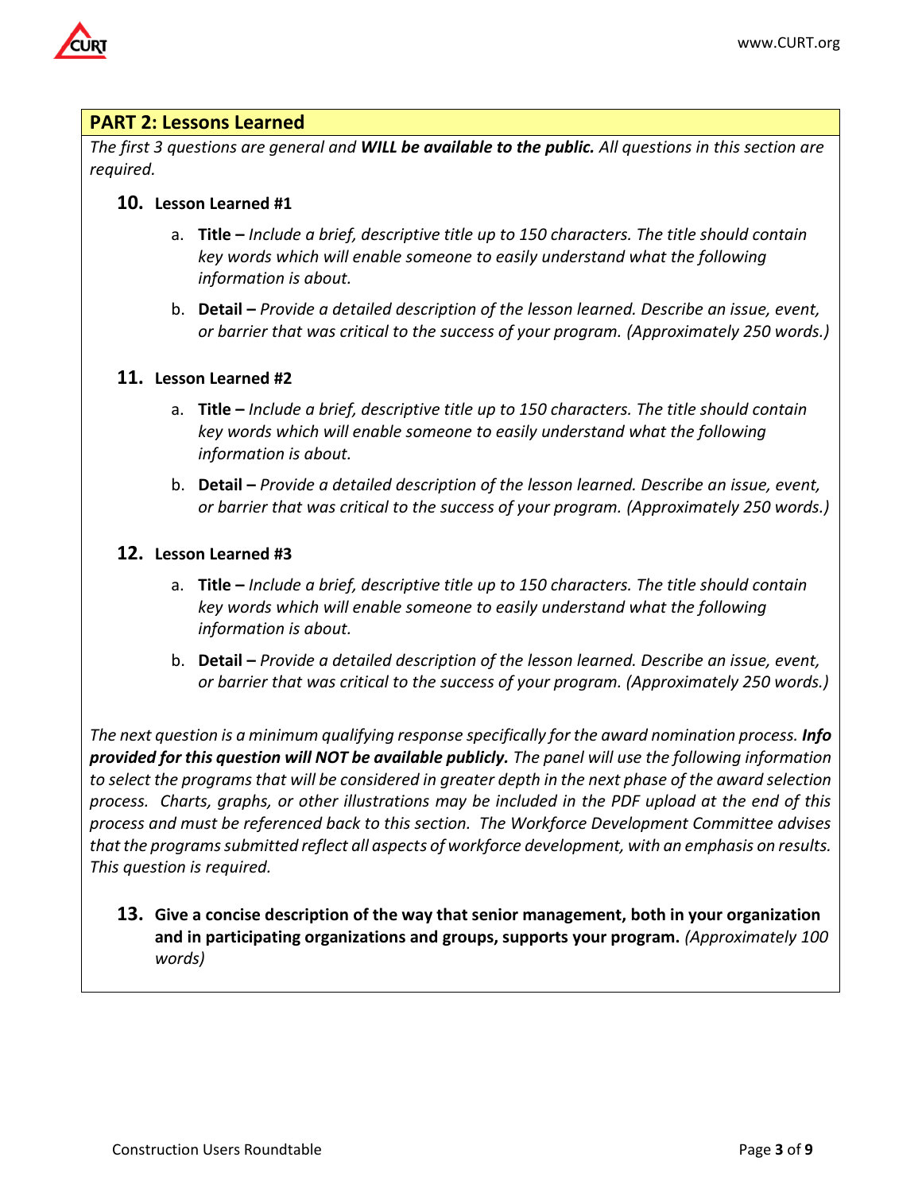## PART 2: Lessons Learned

*The first 3 questions are general and **WILL be available to the public.** All questions in this section are required.*

**10. Lesson Learned #1**

a. **Title –** *Include a brief, descriptive title up to 150 characters. The title should contain key words which will enable someone to easily understand what the following information is about.*

b. **Detail –** *Provide a detailed description of the lesson learned. Describe an issue, event, or barrier that was critical to the success of your program. (Approximately 250 words.)*

**11. Lesson Learned #2**

a. **Title –** *Include a brief, descriptive title up to 150 characters. The title should contain key words which will enable someone to easily understand what the following information is about.*

b. **Detail –** *Provide a detailed description of the lesson learned. Describe an issue, event, or barrier that was critical to the success of your program. (Approximately 250 words.)*

**12. Lesson Learned #3**

a. **Title –** *Include a brief, descriptive title up to 150 characters. The title should contain key words which will enable someone to easily understand what the following information is about.*

b. **Detail –** *Provide a detailed description of the lesson learned. Describe an issue, event, or barrier that was critical to the success of your program. (Approximately 250 words.)*

*The next question is a minimum qualifying response specifically for the award nomination process. **Info provided for this question will NOT be available publicly.** The panel will use the following information to select the programs that will be considered in greater depth in the next phase of the award selection process. Charts, graphs, or other illustrations may be included in the PDF upload at the end of this process and must be referenced back to this section. The Workforce Development Committee advises that the programs submitted reflect all aspects of workforce development, with an emphasis on results. This question is required.*

**13. Give a concise description of the way that senior management, both in your organization and in participating organizations and groups, supports your program.** *(Approximately 100 words)*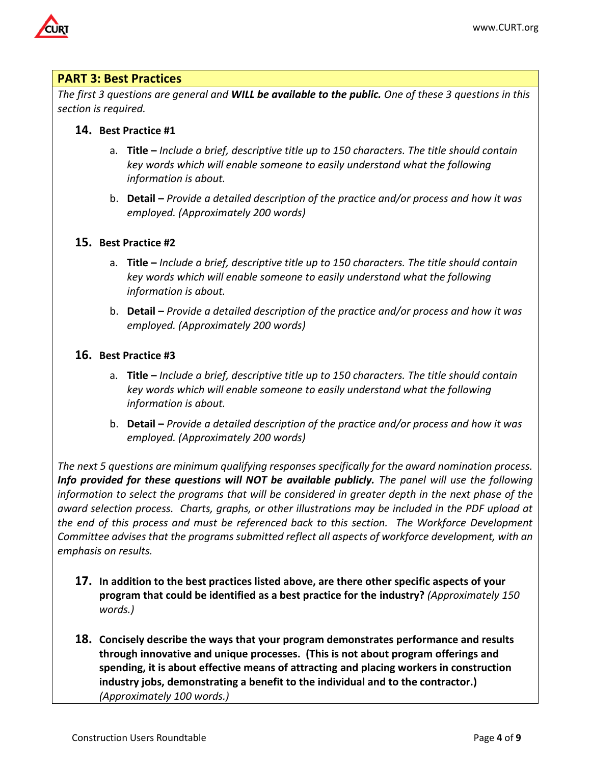## PART 3: Best Practices

*The first 3 questions are general and* ***WILL be available to the public.*** *One of these 3 questions in this section is required.*

**14. Best Practice #1**

a. **Title –** *Include a brief, descriptive title up to 150 characters. The title should contain key words which will enable someone to easily understand what the following information is about.*

b. **Detail –** *Provide a detailed description of the practice and/or process and how it was employed. (Approximately 200 words)*

**15. Best Practice #2**

a. **Title –** *Include a brief, descriptive title up to 150 characters. The title should contain key words which will enable someone to easily understand what the following information is about.*

b. **Detail –** *Provide a detailed description of the practice and/or process and how it was employed. (Approximately 200 words)*

**16. Best Practice #3**

a. **Title –** *Include a brief, descriptive title up to 150 characters. The title should contain key words which will enable someone to easily understand what the following information is about.*

b. **Detail –** *Provide a detailed description of the practice and/or process and how it was employed. (Approximately 200 words)*

*The next 5 questions are minimum qualifying responses specifically for the award nomination process.* ***Info provided for these questions will NOT be available publicly.*** *The panel will use the following information to select the programs that will be considered in greater depth in the next phase of the award selection process. Charts, graphs, or other illustrations may be included in the PDF upload at the end of this process and must be referenced back to this section. The Workforce Development Committee advises that the programs submitted reflect all aspects of workforce development, with an emphasis on results.*

**17. In addition to the best practices listed above, are there other specific aspects of your program that could be identified as a best practice for the industry?** *(Approximately 150 words.)*

**18. Concisely describe the ways that your program demonstrates performance and results through innovative and unique processes. (This is not about program offerings and spending, it is about effective means of attracting and placing workers in construction industry jobs, demonstrating a benefit to the individual and to the contractor.)** *(Approximately 100 words.)*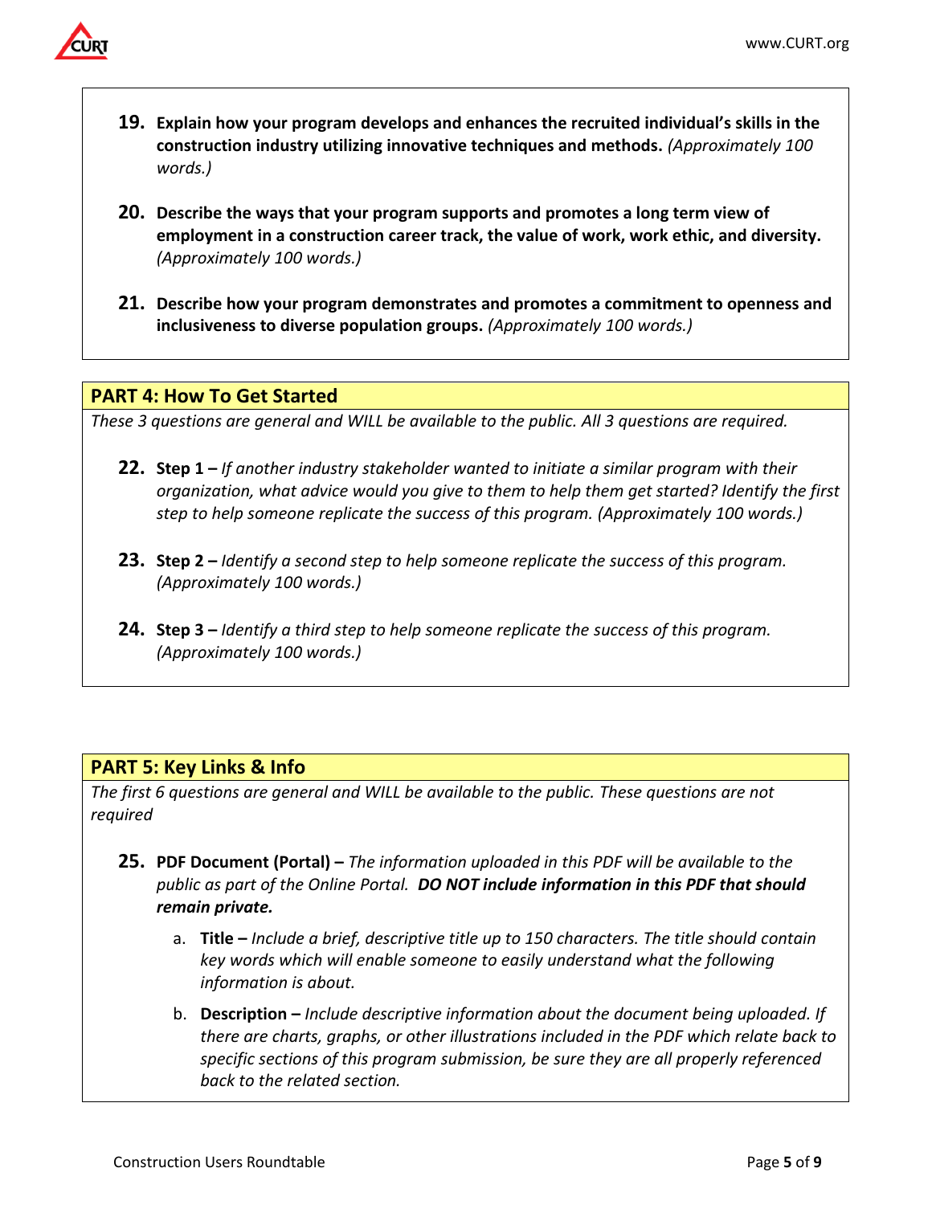19. **Explain how your program develops and enhances the recruited individual's skills in the construction industry utilizing innovative techniques and methods.** *(Approximately 100 words.)*

20. **Describe the ways that your program supports and promotes a long term view of employment in a construction career track, the value of work, work ethic, and diversity.** *(Approximately 100 words.)*

21. **Describe how your program demonstrates and promotes a commitment to openness and inclusiveness to diverse population groups.** *(Approximately 100 words.)*

## PART 4: How To Get Started

*These 3 questions are general and WILL be available to the public. All 3 questions are required.*

22. **Step 1 –** *If another industry stakeholder wanted to initiate a similar program with their organization, what advice would you give to them to help them get started? Identify the first step to help someone replicate the success of this program. (Approximately 100 words.)*

23. **Step 2 –** *Identify a second step to help someone replicate the success of this program. (Approximately 100 words.)*

24. **Step 3 –** *Identify a third step to help someone replicate the success of this program. (Approximately 100 words.)*

## PART 5: Key Links & Info

*The first 6 questions are general and WILL be available to the public. These questions are not required*

25. **PDF Document (Portal) –** *The information uploaded in this PDF will be available to the public as part of the Online Portal.* ***DO NOT include information in this PDF that should remain private.***

    a. **Title –** *Include a brief, descriptive title up to 150 characters. The title should contain key words which will enable someone to easily understand what the following information is about.*

    b. **Description –** *Include descriptive information about the document being uploaded. If there are charts, graphs, or other illustrations included in the PDF which relate back to specific sections of this program submission, be sure they are all properly referenced back to the related section.*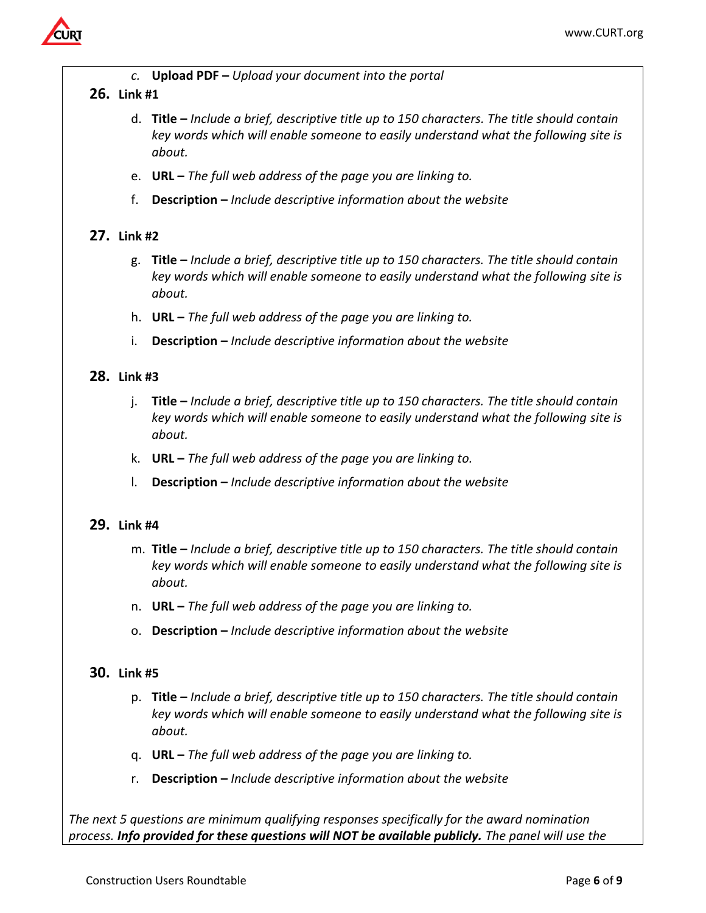c. **Upload PDF –** *Upload your document into the portal*

**26. Link #1**

d. **Title –** *Include a brief, descriptive title up to 150 characters. The title should contain key words which will enable someone to easily understand what the following site is about.*

e. **URL –** *The full web address of the page you are linking to.*

f. **Description –** *Include descriptive information about the website*

**27. Link #2**

g. **Title –** *Include a brief, descriptive title up to 150 characters. The title should contain key words which will enable someone to easily understand what the following site is about.*

h. **URL –** *The full web address of the page you are linking to.*

i. **Description –** *Include descriptive information about the website*

**28. Link #3**

j. **Title –** *Include a brief, descriptive title up to 150 characters. The title should contain key words which will enable someone to easily understand what the following site is about.*

k. **URL –** *The full web address of the page you are linking to.*

l. **Description –** *Include descriptive information about the website*

**29. Link #4**

m. **Title –** *Include a brief, descriptive title up to 150 characters. The title should contain key words which will enable someone to easily understand what the following site is about.*

n. **URL –** *The full web address of the page you are linking to.*

o. **Description –** *Include descriptive information about the website*

**30. Link #5**

p. **Title –** *Include a brief, descriptive title up to 150 characters. The title should contain key words which will enable someone to easily understand what the following site is about.*

q. **URL –** *The full web address of the page you are linking to.*

r. **Description –** *Include descriptive information about the website*

*The next 5 questions are minimum qualifying responses specifically for the award nomination process.* ***Info provided for these questions will NOT be available publicly.*** *The panel will use the*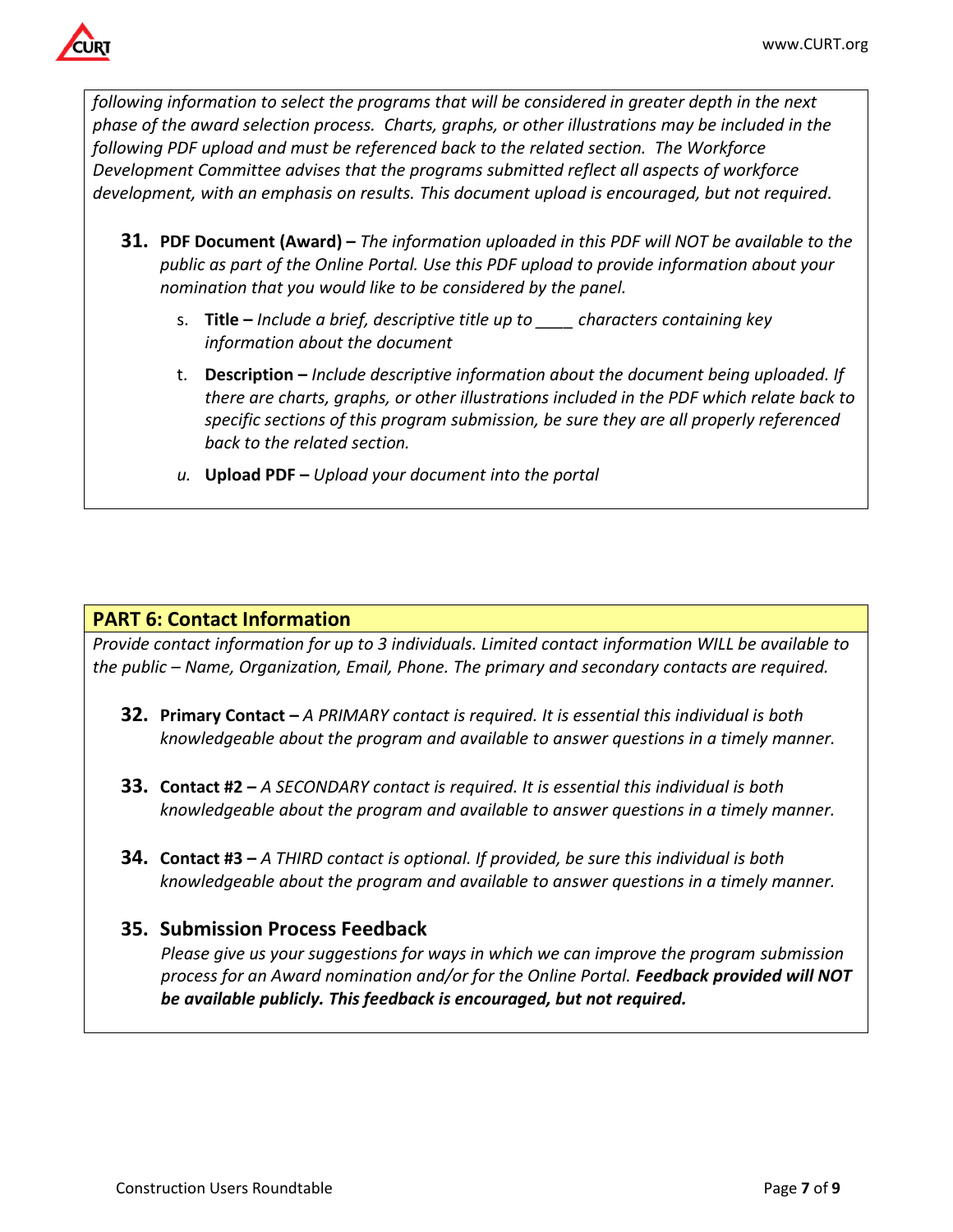*following information to select the programs that will be considered in greater depth in the next phase of the award selection process. Charts, graphs, or other illustrations may be included in the following PDF upload and must be referenced back to the related section. The Workforce Development Committee advises that the programs submitted reflect all aspects of workforce development, with an emphasis on results. This document upload is encouraged, but not required.*

**31.** **PDF Document (Award) –** *The information uploaded in this PDF will NOT be available to the public as part of the Online Portal. Use this PDF upload to provide information about your nomination that you would like to be considered by the panel.*

- s. **Title –** *Include a brief, descriptive title up to ____ characters containing key information about the document*
- t. **Description –** *Include descriptive information about the document being uploaded. If there are charts, graphs, or other illustrations included in the PDF which relate back to specific sections of this program submission, be sure they are all properly referenced back to the related section.*
- *u.* **Upload PDF –** *Upload your document into the portal*

## PART 6: Contact Information

*Provide contact information for up to 3 individuals. Limited contact information WILL be available to the public – Name, Organization, Email, Phone. The primary and secondary contacts are required.*

**32.** **Primary Contact –** *A PRIMARY contact is required. It is essential this individual is both knowledgeable about the program and available to answer questions in a timely manner.*

**33.** **Contact #2 –** *A SECONDARY contact is required. It is essential this individual is both knowledgeable about the program and available to answer questions in a timely manner.*

**34.** **Contact #3 –** *A THIRD contact is optional. If provided, be sure this individual is both knowledgeable about the program and available to answer questions in a timely manner.*

**35. Submission Process Feedback**

*Please give us your suggestions for ways in which we can improve the program submission process for an Award nomination and/or for the Online Portal.* ***Feedback provided will NOT be available publicly. This feedback is encouraged, but not required.***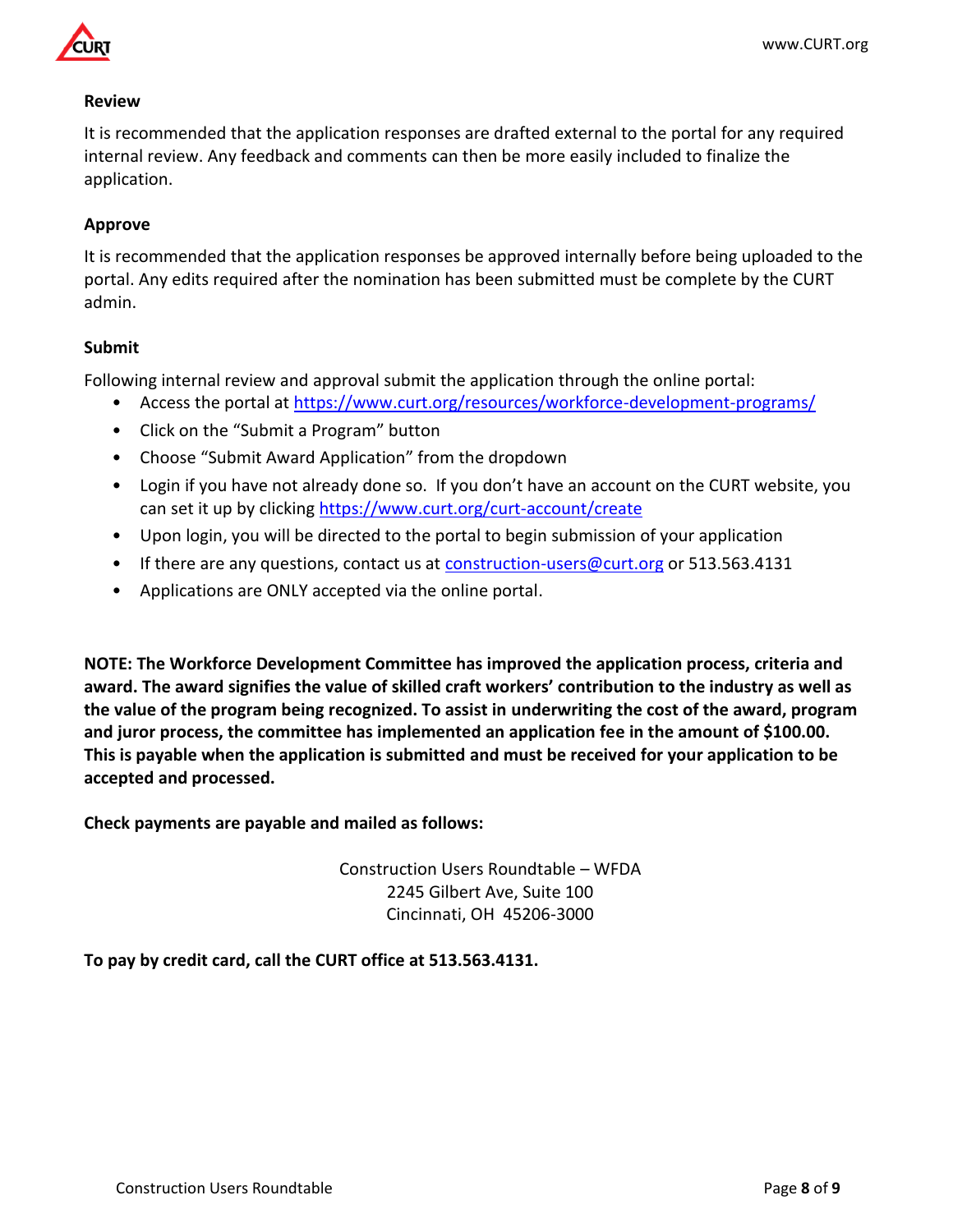**Review**

It is recommended that the application responses are drafted external to the portal for any required internal review. Any feedback and comments can then be more easily included to finalize the application.

**Approve**

It is recommended that the application responses be approved internally before being uploaded to the portal. Any edits required after the nomination has been submitted must be complete by the CURT admin.

**Submit**

Following internal review and approval submit the application through the online portal:

- Access the portal at https://www.curt.org/resources/workforce-development-programs/
- Click on the "Submit a Program" button
- Choose "Submit Award Application" from the dropdown
- Login if you have not already done so. If you don't have an account on the CURT website, you can set it up by clicking https://www.curt.org/curt-account/create
- Upon login, you will be directed to the portal to begin submission of your application
- If there are any questions, contact us at construction-users@curt.org or 513.563.4131
- Applications are ONLY accepted via the online portal.

**NOTE: The Workforce Development Committee has improved the application process, criteria and award. The award signifies the value of skilled craft workers' contribution to the industry as well as the value of the program being recognized. To assist in underwriting the cost of the award, program and juror process, the committee has implemented an application fee in the amount of $100.00. This is payable when the application is submitted and must be received for your application to be accepted and processed.**

**Check payments are payable and mailed as follows:**

Construction Users Roundtable – WFDA
2245 Gilbert Ave, Suite 100
Cincinnati, OH 45206-3000

**To pay by credit card, call the CURT office at 513.563.4131.**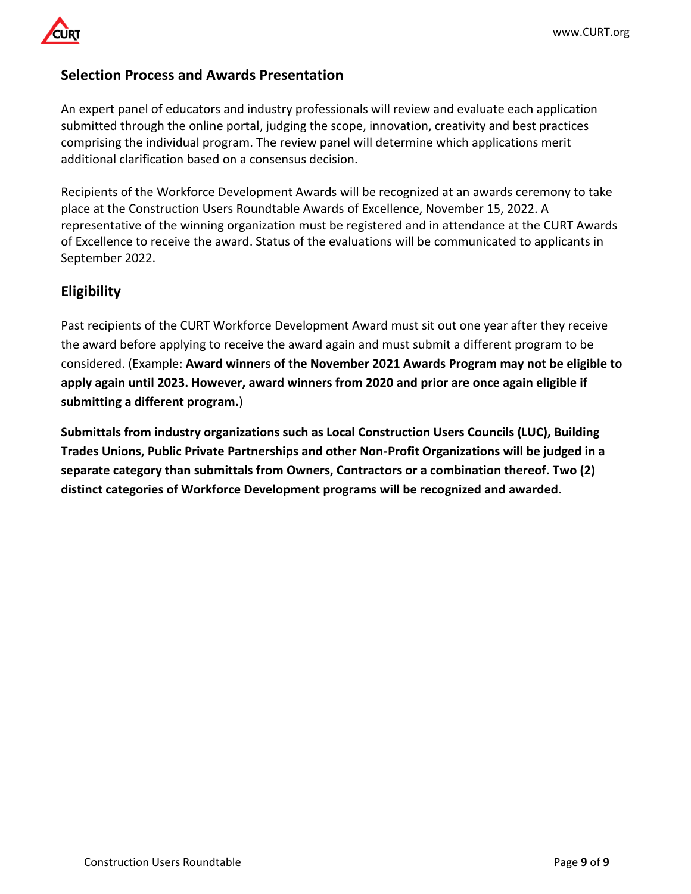## Selection Process and Awards Presentation

An expert panel of educators and industry professionals will review and evaluate each application submitted through the online portal, judging the scope, innovation, creativity and best practices comprising the individual program. The review panel will determine which applications merit additional clarification based on a consensus decision.

Recipients of the Workforce Development Awards will be recognized at an awards ceremony to take place at the Construction Users Roundtable Awards of Excellence, November 15, 2022. A representative of the winning organization must be registered and in attendance at the CURT Awards of Excellence to receive the award. Status of the evaluations will be communicated to applicants in September 2022.

## Eligibility

Past recipients of the CURT Workforce Development Award must sit out one year after they receive the award before applying to receive the award again and must submit a different program to be considered. (Example: **Award winners of the November 2021 Awards Program may not be eligible to apply again until 2023. However, award winners from 2020 and prior are once again eligible if submitting a different program.**)

**Submittals from industry organizations such as Local Construction Users Councils (LUC), Building Trades Unions, Public Private Partnerships and other Non-Profit Organizations will be judged in a separate category than submittals from Owners, Contractors or a combination thereof. Two (2) distinct categories of Workforce Development programs will be recognized and awarded**.